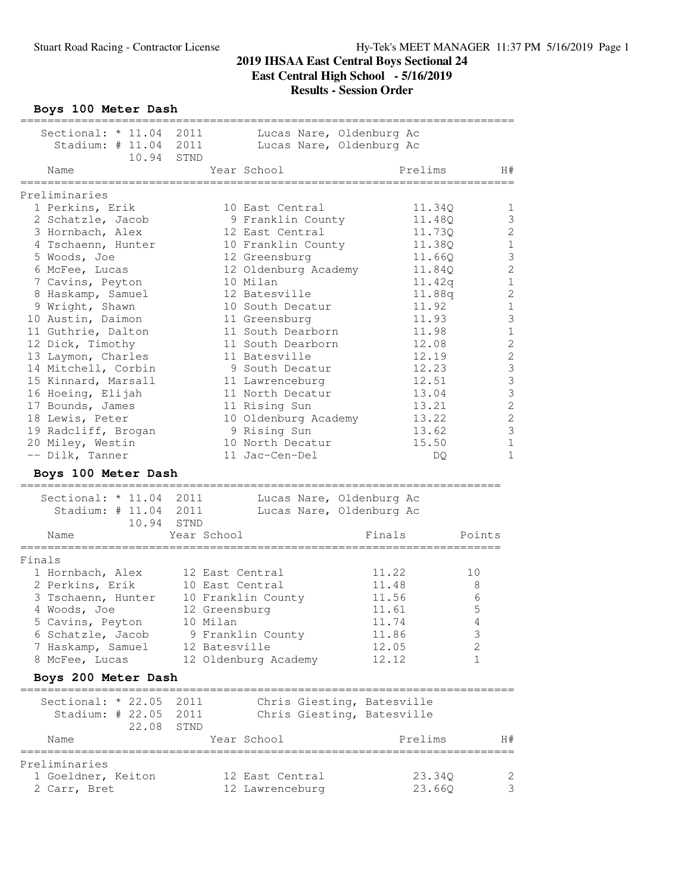# 2019 IHSAA East Central Boys Sectional 24

## East Central High School - 5/16/2019

## Results - Session Order

### Boys 100 Meter Dash

Sectional: * 11.04 2011 Lucas Nare, Oldenburg Ac
Stadium: # 11.04 2011 Lucas Nare, Oldenburg Ac
10.94 STND

**Preliminaries**

| | Name | Year | School | Prelims | H# |
|---|---|---|---|---|---|
| 1 | Perkins, Erik | 10 | East Central | 11.34Q | 1 |
| 2 | Schatzle, Jacob | 9 | Franklin County | 11.48Q | 3 |
| 3 | Hornbach, Alex | 12 | East Central | 11.73Q | 2 |
| 4 | Tschaenn, Hunter | 10 | Franklin County | 11.38Q | 1 |
| 5 | Woods, Joe | 12 | Greensburg | 11.66Q | 3 |
| 6 | McFee, Lucas | 12 | Oldenburg Academy | 11.84Q | 2 |
| 7 | Cavins, Peyton | 10 | Milan | 11.42q | 1 |
| 8 | Haskamp, Samuel | 12 | Batesville | 11.88q | 2 |
| 9 | Wright, Shawn | 10 | South Decatur | 11.92 | 1 |
| 10 | Austin, Daimon | 11 | Greensburg | 11.93 | 3 |
| 11 | Guthrie, Dalton | 11 | South Dearborn | 11.98 | 1 |
| 12 | Dick, Timothy | 11 | South Dearborn | 12.08 | 2 |
| 13 | Laymon, Charles | 11 | Batesville | 12.19 | 2 |
| 14 | Mitchell, Corbin | 9 | South Decatur | 12.23 | 3 |
| 15 | Kinnard, Marsall | 11 | Lawrenceburg | 12.51 | 3 |
| 16 | Hoeing, Elijah | 11 | North Decatur | 13.04 | 3 |
| 17 | Bounds, James | 11 | Rising Sun | 13.21 | 2 |
| 18 | Lewis, Peter | 10 | Oldenburg Academy | 13.22 | 2 |
| 19 | Radcliff, Brogan | 9 | Rising Sun | 13.62 | 3 |
| 20 | Miley, Westin | 10 | North Decatur | 15.50 | 1 |
| -- | Dilk, Tanner | 11 | Jac-Cen-Del | DQ | 1 |

### Boys 100 Meter Dash

Sectional: * 11.04 2011 Lucas Nare, Oldenburg Ac
Stadium: # 11.04 2011 Lucas Nare, Oldenburg Ac
10.94 STND

**Finals**

| | Name | Year | School | Finals | Points |
|---|---|---|---|---|---|
| 1 | Hornbach, Alex | 12 | East Central | 11.22 | 10 |
| 2 | Perkins, Erik | 10 | East Central | 11.48 | 8 |
| 3 | Tschaenn, Hunter | 10 | Franklin County | 11.56 | 6 |
| 4 | Woods, Joe | 12 | Greensburg | 11.61 | 5 |
| 5 | Cavins, Peyton | 10 | Milan | 11.74 | 4 |
| 6 | Schatzle, Jacob | 9 | Franklin County | 11.86 | 3 |
| 7 | Haskamp, Samuel | 12 | Batesville | 12.05 | 2 |
| 8 | McFee, Lucas | 12 | Oldenburg Academy | 12.12 | 1 |

### Boys 200 Meter Dash

Sectional: * 22.05 2011 Chris Giesting, Batesville
Stadium: # 22.05 2011 Chris Giesting, Batesville
22.08 STND

**Preliminaries**

| | Name | Year | School | Prelims | H# |
|---|---|---|---|---|---|
| 1 | Goeldner, Keiton | 12 | East Central | 23.34Q | 2 |
| 2 | Carr, Bret | 12 | Lawrenceburg | 23.66Q | 3 |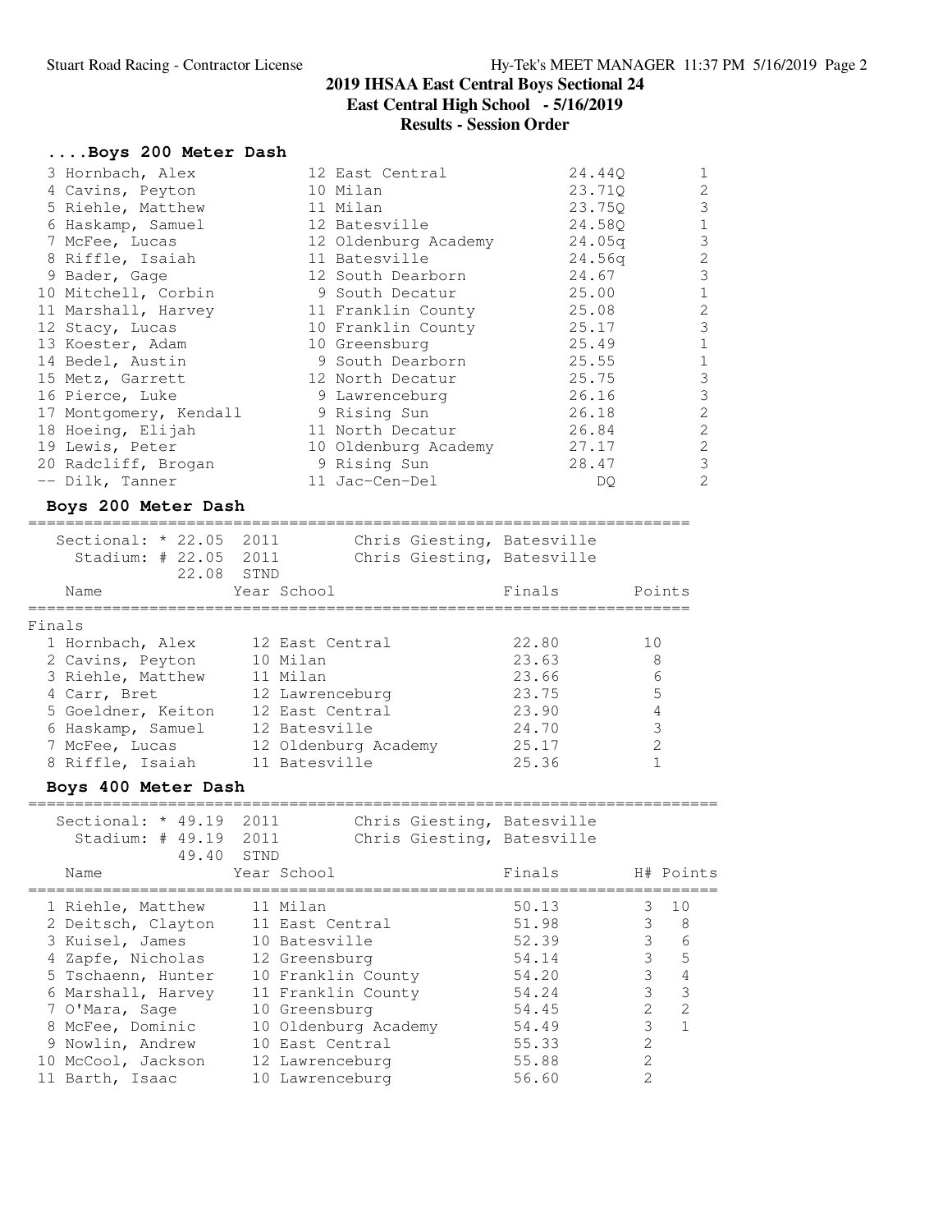## 2019 IHSAA East Central Boys Sectional 24

**East Central High School - 5/16/2019**

**Results - Session Order**

### ....Boys 200 Meter Dash

| Place | Name | Year | School | Prelims | H# |
|---|---|---|---|---|---|
| 3 | Hornbach, Alex | 12 | East Central | 24.44Q | 1 |
| 4 | Cavins, Peyton | 10 | Milan | 23.71Q | 2 |
| 5 | Riehle, Matthew | 11 | Milan | 23.75Q | 3 |
| 6 | Haskamp, Samuel | 12 | Batesville | 24.58Q | 1 |
| 7 | McFee, Lucas | 12 | Oldenburg Academy | 24.05q | 3 |
| 8 | Riffle, Isaiah | 11 | Batesville | 24.56q | 2 |
| 9 | Bader, Gage | 12 | South Dearborn | 24.67 | 3 |
| 10 | Mitchell, Corbin | 9 | South Decatur | 25.00 | 1 |
| 11 | Marshall, Harvey | 11 | Franklin County | 25.08 | 2 |
| 12 | Stacy, Lucas | 10 | Franklin County | 25.17 | 3 |
| 13 | Koester, Adam | 10 | Greensburg | 25.49 | 1 |
| 14 | Bedel, Austin | 9 | South Dearborn | 25.55 | 1 |
| 15 | Metz, Garrett | 12 | North Decatur | 25.75 | 3 |
| 16 | Pierce, Luke | 9 | Lawrenceburg | 26.16 | 3 |
| 17 | Montgomery, Kendall | 9 | Rising Sun | 26.18 | 2 |
| 18 | Hoeing, Elijah | 11 | North Decatur | 26.84 | 2 |
| 19 | Lewis, Peter | 10 | Oldenburg Academy | 27.17 | 2 |
| 20 | Radcliff, Brogan | 9 | Rising Sun | 28.47 | 3 |
| -- | Dilk, Tanner | 11 | Jac-Cen-Del | DQ | 2 |

### Boys 200 Meter Dash

Sectional: * 22.05 2011 Chris Giesting, Batesville
Stadium: # 22.05 2011 Chris Giesting, Batesville
22.08 STND

Finals

| Place | Name | Year | School | Finals | Points |
|---|---|---|---|---|---|
| 1 | Hornbach, Alex | 12 | East Central | 22.80 | 10 |
| 2 | Cavins, Peyton | 10 | Milan | 23.63 | 8 |
| 3 | Riehle, Matthew | 11 | Milan | 23.66 | 6 |
| 4 | Carr, Bret | 12 | Lawrenceburg | 23.75 | 5 |
| 5 | Goeldner, Keiton | 12 | East Central | 23.90 | 4 |
| 6 | Haskamp, Samuel | 12 | Batesville | 24.70 | 3 |
| 7 | McFee, Lucas | 12 | Oldenburg Academy | 25.17 | 2 |
| 8 | Riffle, Isaiah | 11 | Batesville | 25.36 | 1 |

### Boys 400 Meter Dash

Sectional: * 49.19 2011 Chris Giesting, Batesville
Stadium: # 49.19 2011 Chris Giesting, Batesville
49.40 STND

| Place | Name | Year | School | Finals | H# | Points |
|---|---|---|---|---|---|---|
| 1 | Riehle, Matthew | 11 | Milan | 50.13 | 3 | 10 |
| 2 | Deitsch, Clayton | 11 | East Central | 51.98 | 3 | 8 |
| 3 | Kuisel, James | 10 | Batesville | 52.39 | 3 | 6 |
| 4 | Zapfe, Nicholas | 12 | Greensburg | 54.14 | 3 | 5 |
| 5 | Tschaenn, Hunter | 10 | Franklin County | 54.20 | 3 | 4 |
| 6 | Marshall, Harvey | 11 | Franklin County | 54.24 | 3 | 3 |
| 7 | O'Mara, Sage | 10 | Greensburg | 54.45 | 2 | 2 |
| 8 | McFee, Dominic | 10 | Oldenburg Academy | 54.49 | 3 | 1 |
| 9 | Nowlin, Andrew | 10 | East Central | 55.33 | 2 | |
| 10 | McCool, Jackson | 12 | Lawrenceburg | 55.88 | 2 | |
| 11 | Barth, Isaac | 10 | Lawrenceburg | 56.60 | 2 | |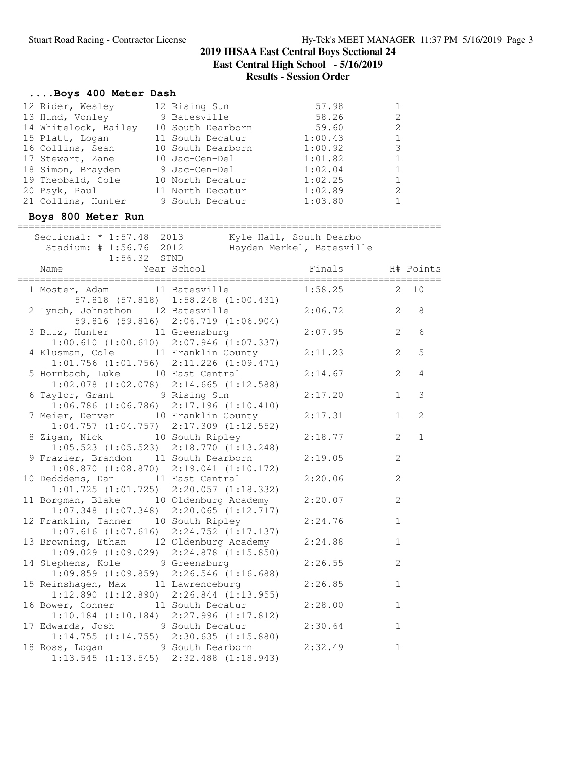# 2019 IHSAA East Central Boys Sectional 24

## East Central High School - 5/16/2019

## Results - Session Order

### ....Boys 400 Meter Dash

| Place | Name | Year | School | Finals | H# |
|---|---|---|---|---|---|
| 12 | Rider, Wesley | 12 | Rising Sun | 57.98 | 1 |
| 13 | Hund, Vonley | 9 | Batesville | 58.26 | 2 |
| 14 | Whitelock, Bailey | 10 | South Dearborn | 59.60 | 2 |
| 15 | Platt, Logan | 11 | South Decatur | 1:00.43 | 1 |
| 16 | Collins, Sean | 10 | South Dearborn | 1:00.92 | 3 |
| 17 | Stewart, Zane | 10 | Jac-Cen-Del | 1:01.82 | 1 |
| 18 | Simon, Brayden | 9 | Jac-Cen-Del | 1:02.04 | 1 |
| 19 | Theobald, Cole | 10 | North Decatur | 1:02.25 | 1 |
| 20 | Psyk, Paul | 11 | North Decatur | 1:02.89 | 2 |
| 21 | Collins, Hunter | 9 | South Decatur | 1:03.80 | 1 |

### Boys 800 Meter Run

Sectional: * 1:57.48 2013 Kyle Hall, South Dearbo
Stadium: # 1:56.76 2012 Hayden Merkel, Batesville
1:56.32 STND

| Place | Name | Year | School | Finals | H# | Points | Splits |
|---|---|---|---|---|---|---|---|
| 1 | Moster, Adam | 11 | Batesville | 1:58.25 | 2 | 10 | 57.818 (57.818) 1:58.248 (1:00.431) |
| 2 | Lynch, Johnathon | 12 | Batesville | 2:06.72 | 2 | 8 | 59.816 (59.816) 2:06.719 (1:06.904) |
| 3 | Butz, Hunter | 11 | Greensburg | 2:07.95 | 2 | 6 | 1:00.610 (1:00.610) 2:07.946 (1:07.337) |
| 4 | Klusman, Cole | 11 | Franklin County | 2:11.23 | 2 | 5 | 1:01.756 (1:01.756) 2:11.226 (1:09.471) |
| 5 | Hornbach, Luke | 10 | East Central | 2:14.67 | 2 | 4 | 1:02.078 (1:02.078) 2:14.665 (1:12.588) |
| 6 | Taylor, Grant | 9 | Rising Sun | 2:17.20 | 1 | 3 | 1:06.786 (1:06.786) 2:17.196 (1:10.410) |
| 7 | Meier, Denver | 10 | Franklin County | 2:17.31 | 1 | 2 | 1:04.757 (1:04.757) 2:17.309 (1:12.552) |
| 8 | Zigan, Nick | 10 | South Ripley | 2:18.77 | 2 | 1 | 1:05.523 (1:05.523) 2:18.770 (1:13.248) |
| 9 | Frazier, Brandon | 11 | South Dearborn | 2:19.05 | 2 | | 1:08.870 (1:08.870) 2:19.041 (1:10.172) |
| 10 | Dedddens, Dan | 11 | East Central | 2:20.06 | 2 | | 1:01.725 (1:01.725) 2:20.057 (1:18.332) |
| 11 | Borgman, Blake | 10 | Oldenburg Academy | 2:20.07 | 2 | | 1:07.348 (1:07.348) 2:20.065 (1:12.717) |
| 12 | Franklin, Tanner | 10 | South Ripley | 2:24.76 | 1 | | 1:07.616 (1:07.616) 2:24.752 (1:17.137) |
| 13 | Browning, Ethan | 12 | Oldenburg Academy | 2:24.88 | 1 | | 1:09.029 (1:09.029) 2:24.878 (1:15.850) |
| 14 | Stephens, Kole | 9 | Greensburg | 2:26.55 | 2 | | 1:09.859 (1:09.859) 2:26.546 (1:16.688) |
| 15 | Reinshagen, Max | 11 | Lawrenceburg | 2:26.85 | 1 | | 1:12.890 (1:12.890) 2:26.844 (1:13.955) |
| 16 | Bower, Conner | 11 | South Decatur | 2:28.00 | 1 | | 1:10.184 (1:10.184) 2:27.996 (1:17.812) |
| 17 | Edwards, Josh | 9 | South Decatur | 2:30.64 | 1 | | 1:14.755 (1:14.755) 2:30.635 (1:15.880) |
| 18 | Ross, Logan | 9 | South Dearborn | 2:32.49 | 1 | | 1:13.545 (1:13.545) 2:32.488 (1:18.943) |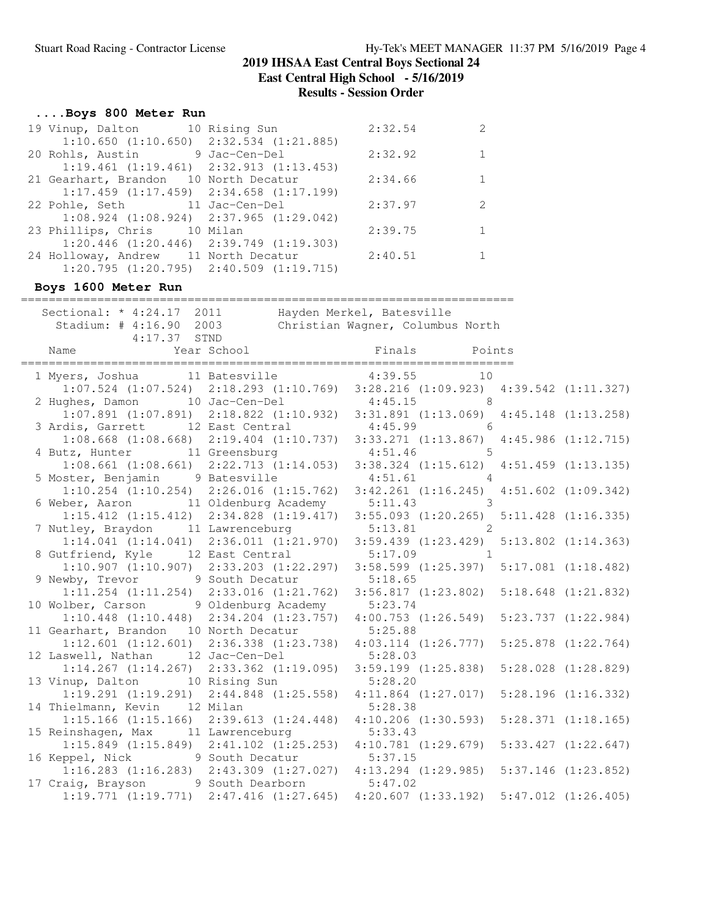# 2019 IHSAA East Central Boys Sectional 24

**East Central High School - 5/16/2019**

**Results - Session Order**

### ....Boys 800 Meter Run

```
19 Vinup, Dalton          10 Rising Sun              2:32.54          2
     1:10.650 (1:10.650)  2:32.534 (1:21.885)
20 Rohls, Austin           9 Jac-Cen-Del             2:32.92          1
     1:19.461 (1:19.461)  2:32.913 (1:13.453)
21 Gearhart, Brandon      10 North Decatur           2:34.66          1
     1:17.459 (1:17.459)  2:34.658 (1:17.199)
22 Pohle, Seth            11 Jac-Cen-Del             2:37.97          2
     1:08.924 (1:08.924)  2:37.965 (1:29.042)
23 Phillips, Chris        10 Milan                   2:39.75          1
     1:20.446 (1:20.446)  2:39.749 (1:19.303)
24 Holloway, Andrew       11 North Decatur           2:40.51          1
     1:20.795 (1:20.795)  2:40.509 (1:19.715)
```

### Boys 1600 Meter Run

```
=========================================================================
   Sectional: * 4:24.17  2011        Hayden Merkel, Batesville
     Stadium: # 4:16.90  2003        Christian Wagner, Columbus North
                4:17.37  STND
    Name                    Year School                  Finals      Points
=========================================================================
  1 Myers, Joshua          11 Batesville              4:39.55         10
      1:07.524 (1:07.524)  2:18.293 (1:10.769)  3:28.216 (1:09.923)  4:39.542 (1:11.327)
  2 Hughes, Damon          10 Jac-Cen-Del             4:45.15          8
      1:07.891 (1:07.891)  2:18.822 (1:10.932)  3:31.891 (1:13.069)  4:45.148 (1:13.258)
  3 Ardis, Garrett         12 East Central            4:45.99          6
      1:08.668 (1:08.668)  2:19.404 (1:10.737)  3:33.271 (1:13.867)  4:45.986 (1:12.715)
  4 Butz, Hunter           11 Greensburg              4:51.46          5
      1:08.661 (1:08.661)  2:22.713 (1:14.053)  3:38.324 (1:15.612)  4:51.459 (1:13.135)
  5 Moster, Benjamin        9 Batesville              4:51.61          4
      1:10.254 (1:10.254)  2:26.016 (1:15.762)  3:42.261 (1:16.245)  4:51.602 (1:09.342)
  6 Weber, Aaron           11 Oldenburg Academy       5:11.43          3
      1:15.412 (1:15.412)  2:34.828 (1:19.417)  3:55.093 (1:20.265)  5:11.428 (1:16.335)
  7 Nutley, Braydon        11 Lawrenceburg            5:13.81          2
      1:14.041 (1:14.041)  2:36.011 (1:21.970)  3:59.439 (1:23.429)  5:13.802 (1:14.363)
  8 Gutfriend, Kyle        12 East Central            5:17.09          1
      1:10.907 (1:10.907)  2:33.203 (1:22.297)  3:58.599 (1:25.397)  5:17.081 (1:18.482)
  9 Newby, Trevor           9 South Decatur           5:18.65
      1:11.254 (1:11.254)  2:33.016 (1:21.762)  3:56.817 (1:23.802)  5:18.648 (1:21.832)
 10 Wolber, Carson          9 Oldenburg Academy       5:23.74
      1:10.448 (1:10.448)  2:34.204 (1:23.757)  4:00.753 (1:26.549)  5:23.737 (1:22.984)
 11 Gearhart, Brandon      10 North Decatur           5:25.88
      1:12.601 (1:12.601)  2:36.338 (1:23.738)  4:03.114 (1:26.777)  5:25.878 (1:22.764)
 12 Laswell, Nathan        12 Jac-Cen-Del             5:28.03
      1:14.267 (1:14.267)  2:33.362 (1:19.095)  3:59.199 (1:25.838)  5:28.028 (1:28.829)
 13 Vinup, Dalton          10 Rising Sun              5:28.20
      1:19.291 (1:19.291)  2:44.848 (1:25.558)  4:11.864 (1:27.017)  5:28.196 (1:16.332)
 14 Thielmann, Kevin       12 Milan                   5:28.38
      1:15.166 (1:15.166)  2:39.613 (1:24.448)  4:10.206 (1:30.593)  5:28.371 (1:18.165)
 15 Reinshagen, Max        11 Lawrenceburg            5:33.43
      1:15.849 (1:15.849)  2:41.102 (1:25.253)  4:10.781 (1:29.679)  5:33.427 (1:22.647)
 16 Keppel, Nick            9 South Decatur           5:37.15
      1:16.283 (1:16.283)  2:43.309 (1:27.027)  4:13.294 (1:29.985)  5:37.146 (1:23.852)
 17 Craig, Brayson          9 South Dearborn          5:47.02
      1:19.771 (1:19.771)  2:47.416 (1:27.645)  4:20.607 (1:33.192)  5:47.012 (1:26.405)
```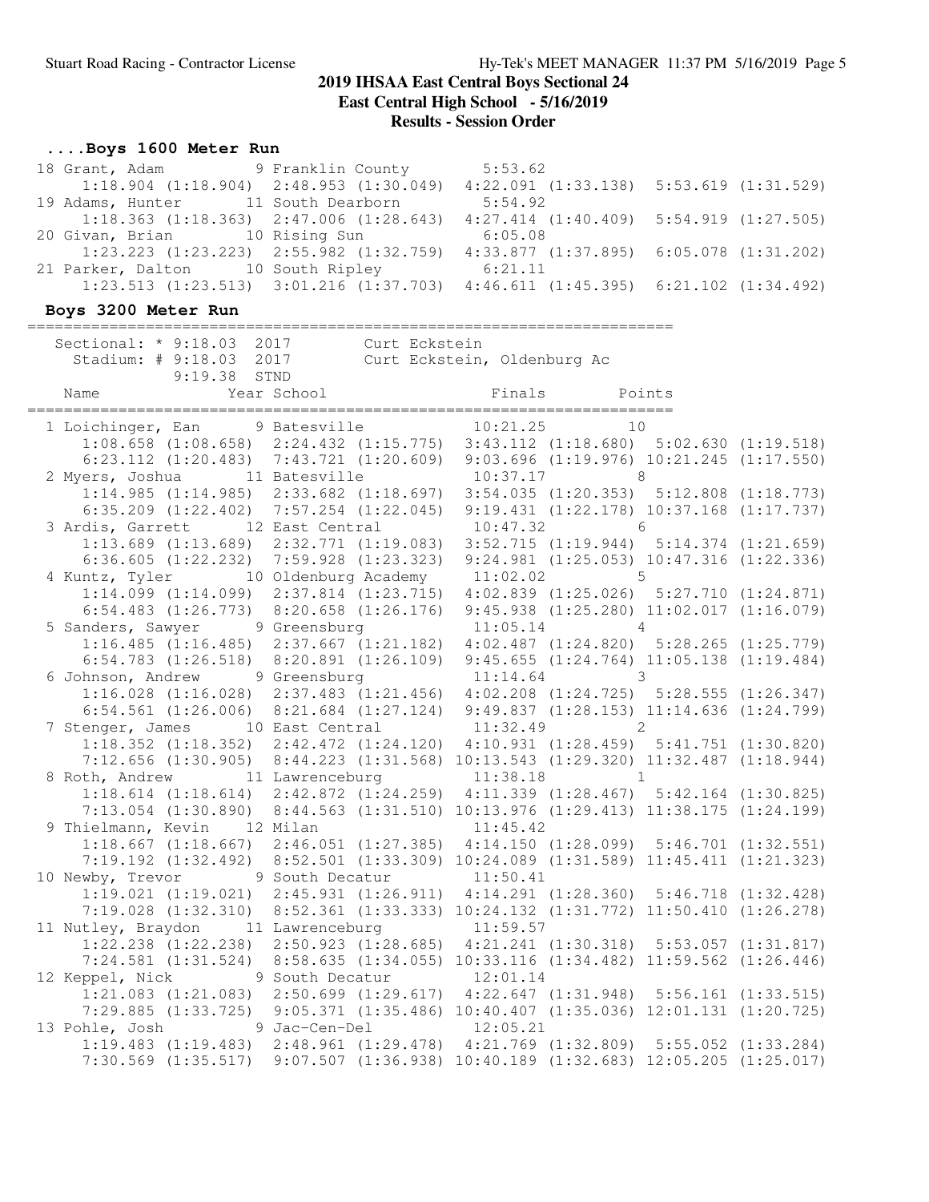## 2019 IHSAA East Central Boys Sectional 24

**East Central High School - 5/16/2019**

**Results - Session Order**

### ....Boys 1600 Meter Run

```
 18 Grant, Adam           9 Franklin County          5:53.62
      1:18.904 (1:18.904)  2:48.953 (1:30.049)  4:22.091 (1:33.138)  5:53.619 (1:31.529)
 19 Adams, Hunter        11 South Dearborn           5:54.92
      1:18.363 (1:18.363)  2:47.006 (1:28.643)  4:27.414 (1:40.409)  5:54.919 (1:27.505)
 20 Givan, Brian         10 Rising Sun               6:05.08
      1:23.223 (1:23.223)  2:55.982 (1:32.759)  4:33.877 (1:37.895)  6:05.078 (1:31.202)
 21 Parker, Dalton       10 South Ripley             6:21.11
      1:23.513 (1:23.513)  3:01.216 (1:37.703)  4:46.611 (1:45.395)  6:21.102 (1:34.492)
```

### Boys 3200 Meter Run

```
=========================================================================
    Sectional: * 9:18.03  2017        Curt Eckstein
      Stadium: # 9:18.03  2017        Curt Eckstein, Oldenburg Ac
               9:19.38  STND
    Name                   Year School                  Finals        Points
=========================================================================
  1 Loichinger, Ean        9 Batesville              10:21.25         10
      1:08.658 (1:08.658)  2:24.432 (1:15.775)  3:43.112 (1:18.680)  5:02.630 (1:19.518)
      6:23.112 (1:20.483)  7:43.721 (1:20.609)  9:03.696 (1:19.976) 10:21.245 (1:17.550)
  2 Myers, Joshua         11 Batesville              10:37.17          8
      1:14.985 (1:14.985)  2:33.682 (1:18.697)  3:54.035 (1:20.353)  5:12.808 (1:18.773)
      6:35.209 (1:22.402)  7:57.254 (1:22.045)  9:19.431 (1:22.178) 10:37.168 (1:17.737)
  3 Ardis, Garrett        12 East Central            10:47.32          6
      1:13.689 (1:13.689)  2:32.771 (1:19.083)  3:52.715 (1:19.944)  5:14.374 (1:21.659)
      6:36.605 (1:22.232)  7:59.928 (1:23.323)  9:24.981 (1:25.053) 10:47.316 (1:22.336)
  4 Kuntz, Tyler          10 Oldenburg Academy       11:02.02          5
      1:14.099 (1:14.099)  2:37.814 (1:23.715)  4:02.839 (1:25.026)  5:27.710 (1:24.871)
      6:54.483 (1:26.773)  8:20.658 (1:26.176)  9:45.938 (1:25.280) 11:02.017 (1:16.079)
  5 Sanders, Sawyer        9 Greensburg              11:05.14          4
      1:16.485 (1:16.485)  2:37.667 (1:21.182)  4:02.487 (1:24.820)  5:28.265 (1:25.779)
      6:54.783 (1:26.518)  8:20.891 (1:26.109)  9:45.655 (1:24.764) 11:05.138 (1:19.484)
  6 Johnson, Andrew        9 Greensburg              11:14.64          3
      1:16.028 (1:16.028)  2:37.483 (1:21.456)  4:02.208 (1:24.725)  5:28.555 (1:26.347)
      6:54.561 (1:26.006)  8:21.684 (1:27.124)  9:49.837 (1:28.153) 11:14.636 (1:24.799)
  7 Stenger, James        10 East Central            11:32.49          2
      1:18.352 (1:18.352)  2:42.472 (1:24.120)  4:10.931 (1:28.459)  5:41.751 (1:30.820)
      7:12.656 (1:30.905)  8:44.223 (1:31.568) 10:13.543 (1:29.320) 11:32.487 (1:18.944)
  8 Roth, Andrew          11 Lawrenceburg            11:38.18          1
      1:18.614 (1:18.614)  2:42.872 (1:24.259)  4:11.339 (1:28.467)  5:42.164 (1:30.825)
      7:13.054 (1:30.890)  8:44.563 (1:31.510) 10:13.976 (1:29.413) 11:38.175 (1:24.199)
  9 Thielmann, Kevin      12 Milan                   11:45.42
      1:18.667 (1:18.667)  2:46.051 (1:27.385)  4:14.150 (1:28.099)  5:46.701 (1:32.551)
      7:19.192 (1:32.492)  8:52.501 (1:33.309) 10:24.089 (1:31.589) 11:45.411 (1:21.323)
 10 Newby, Trevor          9 South Decatur           11:50.41
      1:19.021 (1:19.021)  2:45.931 (1:26.911)  4:14.291 (1:28.360)  5:46.718 (1:32.428)
      7:19.028 (1:32.310)  8:52.361 (1:33.333) 10:24.132 (1:31.772) 11:50.410 (1:26.278)
 11 Nutley, Braydon       11 Lawrenceburg            11:59.57
      1:22.238 (1:22.238)  2:50.923 (1:28.685)  4:21.241 (1:30.318)  5:53.057 (1:31.817)
      7:24.581 (1:31.524)  8:58.635 (1:34.055) 10:33.116 (1:34.482) 11:59.562 (1:26.446)
 12 Keppel, Nick           9 South Decatur           12:01.14
      1:21.083 (1:21.083)  2:50.699 (1:29.617)  4:22.647 (1:31.948)  5:56.161 (1:33.515)
      7:29.885 (1:33.725)  9:05.371 (1:35.486) 10:40.407 (1:35.036) 12:01.131 (1:20.725)
 13 Pohle, Josh            9 Jac-Cen-Del             12:05.21
      1:19.483 (1:19.483)  2:48.961 (1:29.478)  4:21.769 (1:32.809)  5:55.052 (1:33.284)
      7:30.569 (1:35.517)  9:07.507 (1:36.938) 10:40.189 (1:32.683) 12:05.205 (1:25.017)
```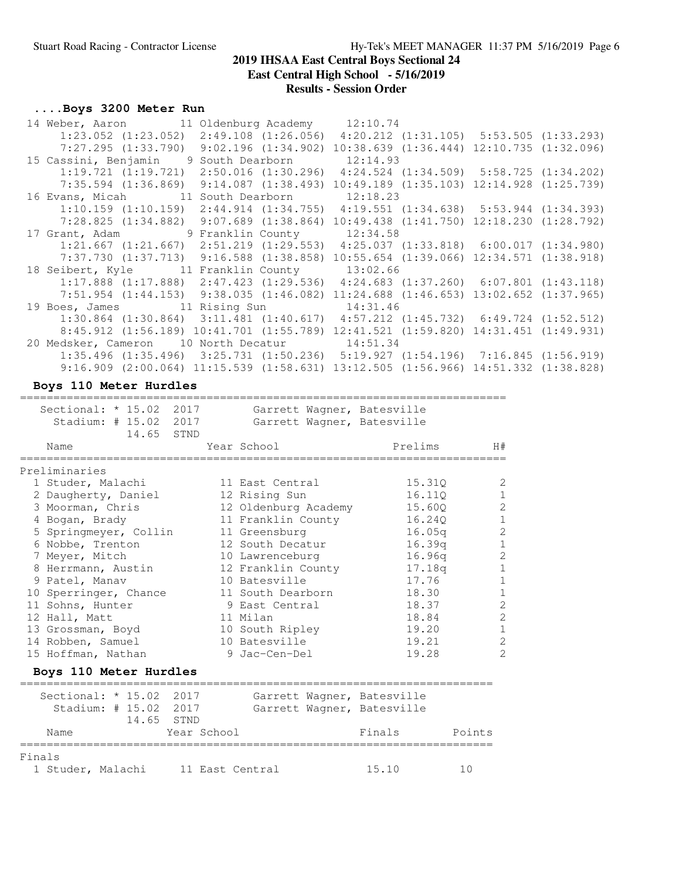# 2019 IHSAA East Central Boys Sectional 24

## East Central High School - 5/16/2019

## Results - Session Order

### ....Boys 3200 Meter Run

```
 14 Weber, Aaron         11 Oldenburg Academy     12:10.74  
      1:23.052 (1:23.052)  2:49.108 (1:26.056)  4:20.212 (1:31.105)  5:53.505 (1:33.293)
      7:27.295 (1:33.790)  9:02.196 (1:34.902) 10:38.639 (1:36.444) 12:10.735 (1:32.096)
 15 Cassini, Benjamin     9 South Dearborn        12:14.93  
      1:19.721 (1:19.721)  2:50.016 (1:30.296)  4:24.524 (1:34.509)  5:58.725 (1:34.202)
      7:35.594 (1:36.869)  9:14.087 (1:38.493) 10:49.189 (1:35.103) 12:14.928 (1:25.739)
 16 Evans, Micah         11 South Dearborn        12:18.23  
      1:10.159 (1:10.159)  2:44.914 (1:34.755)  4:19.551 (1:34.638)  5:53.944 (1:34.393)
      7:28.825 (1:34.882)  9:07.689 (1:38.864) 10:49.438 (1:41.750) 12:18.230 (1:28.792)
 17 Grant, Adam           9 Franklin County       12:34.58  
      1:21.667 (1:21.667)  2:51.219 (1:29.553)  4:25.037 (1:33.818)  6:00.017 (1:34.980)
      7:37.730 (1:37.713)  9:16.588 (1:38.858) 10:55.654 (1:39.066) 12:34.571 (1:38.918)
 18 Seibert, Kyle        11 Franklin County       13:02.66  
      1:17.888 (1:17.888)  2:47.423 (1:29.536)  4:24.683 (1:37.260)  6:07.801 (1:43.118)
      7:51.954 (1:44.153)  9:38.035 (1:46.082) 11:24.688 (1:46.653) 13:02.652 (1:37.965)
 19 Boes, James          11 Rising Sun            14:31.46  
      1:30.864 (1:30.864)  3:11.481 (1:40.617)  4:57.212 (1:45.732)  6:49.724 (1:52.512)
      8:45.912 (1:56.189) 10:41.701 (1:55.789) 12:41.521 (1:59.820) 14:31.451 (1:49.931)
 20 Medsker, Cameron     10 North Decatur         14:51.34  
      1:35.496 (1:35.496)  3:25.731 (1:50.236)  5:19.927 (1:54.196)  7:16.845 (1:56.919)
      9:16.909 (2:00.064) 11:15.539 (1:58.631) 13:12.505 (1:56.966) 14:51.332 (1:38.828)
```

### Boys 110 Meter Hurdles

```
=========================================================================
   Sectional: * 15.02  2017        Garrett Wagner, Batesville            
     Stadium: # 15.02  2017        Garrett Wagner, Batesville            
              14.65  STND
    Name                    Year School               Prelims      H#
=========================================================================
Preliminaries
  1 Studer, Malachi         11 East Central           15.31Q       2 
  2 Daugherty, Daniel       12 Rising Sun             16.11Q       1 
  3 Moorman, Chris          12 Oldenburg Academy      15.60Q       2 
  4 Bogan, Brady            11 Franklin County        16.24Q       1 
  5 Springmeyer, Collin     11 Greensburg             16.05q       2 
  6 Nobbe, Trenton          12 South Decatur          16.39q       1 
  7 Meyer, Mitch            10 Lawrenceburg           16.96q       2 
  8 Herrmann, Austin        12 Franklin County        17.18q       1 
  9 Patel, Manav            10 Batesville             17.76        1 
 10 Sperringer, Chance      11 South Dearborn         18.30        1 
 11 Sohns, Hunter            9 East Central           18.37        2 
 12 Hall, Matt              11 Milan                  18.84        2 
 13 Grossman, Boyd          10 South Ripley           19.20        1 
 14 Robben, Samuel          10 Batesville             19.21        2 
 15 Hoffman, Nathan          9 Jac-Cen-Del            19.28        2 
```

### Boys 110 Meter Hurdles

```
=======================================================================
   Sectional: * 15.02  2017        Garrett Wagner, Batesville          
     Stadium: # 15.02  2017        Garrett Wagner, Batesville          
              14.65  STND
    Name               Year School                 Finals       Points
=======================================================================
Finals
  1 Studer, Malachi     11 East Central             15.10         10
```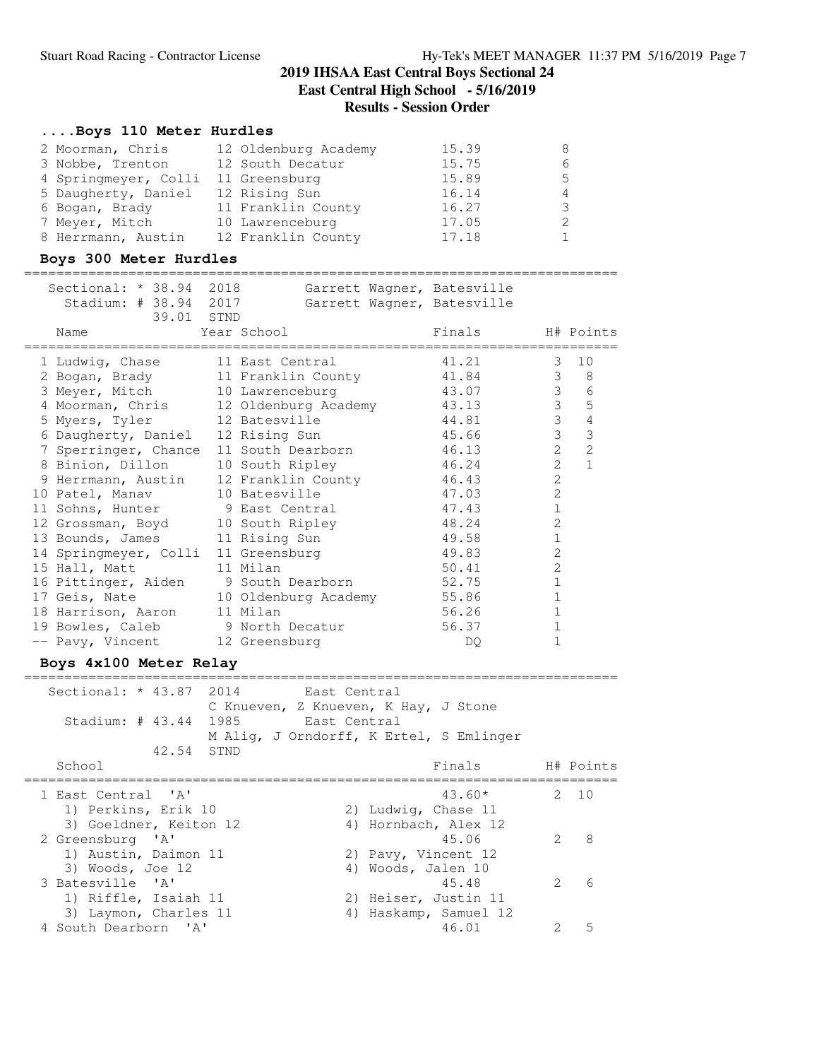## 2019 IHSAA East Central Boys Sectional 24

**East Central High School - 5/16/2019**

**Results - Session Order**

### ....Boys 110 Meter Hurdles

| Place | Name | Year | School | Finals | Points |
|---|---|---|---|---|---|
| 2 | Moorman, Chris | 12 | Oldenburg Academy | 15.39 | 8 |
| 3 | Nobbe, Trenton | 12 | South Decatur | 15.75 | 6 |
| 4 | Springmeyer, Colli | 11 | Greensburg | 15.89 | 5 |
| 5 | Daugherty, Daniel | 12 | Rising Sun | 16.14 | 4 |
| 6 | Bogan, Brady | 11 | Franklin County | 16.27 | 3 |
| 7 | Meyer, Mitch | 10 | Lawrenceburg | 17.05 | 2 |
| 8 | Herrmann, Austin | 12 | Franklin County | 17.18 | 1 |

### Boys 300 Meter Hurdles

Sectional: * 38.94 2018 Garrett Wagner, Batesville
Stadium: # 38.94 2017 Garrett Wagner, Batesville
39.01 STND

| Place | Name | Year | School | Finals | H# | Points |
|---|---|---|---|---|---|---|
| 1 | Ludwig, Chase | 11 | East Central | 41.21 | 3 | 10 |
| 2 | Bogan, Brady | 11 | Franklin County | 41.84 | 3 | 8 |
| 3 | Meyer, Mitch | 10 | Lawrenceburg | 43.07 | 3 | 6 |
| 4 | Moorman, Chris | 12 | Oldenburg Academy | 43.13 | 3 | 5 |
| 5 | Myers, Tyler | 12 | Batesville | 44.81 | 3 | 4 |
| 6 | Daugherty, Daniel | 12 | Rising Sun | 45.66 | 3 | 3 |
| 7 | Sperringer, Chance | 11 | South Dearborn | 46.13 | 2 | 2 |
| 8 | Binion, Dillon | 10 | South Ripley | 46.24 | 2 | 1 |
| 9 | Herrmann, Austin | 12 | Franklin County | 46.43 | 2 | |
| 10 | Patel, Manav | 10 | Batesville | 47.03 | 2 | |
| 11 | Sohns, Hunter | 9 | East Central | 47.43 | 1 | |
| 12 | Grossman, Boyd | 10 | South Ripley | 48.24 | 2 | |
| 13 | Bounds, James | 11 | Rising Sun | 49.58 | 1 | |
| 14 | Springmeyer, Colli | 11 | Greensburg | 49.83 | 2 | |
| 15 | Hall, Matt | 11 | Milan | 50.41 | 2 | |
| 16 | Pittinger, Aiden | 9 | South Dearborn | 52.75 | 1 | |
| 17 | Geis, Nate | 10 | Oldenburg Academy | 55.86 | 1 | |
| 18 | Harrison, Aaron | 11 | Milan | 56.26 | 1 | |
| 19 | Bowles, Caleb | 9 | North Decatur | 56.37 | 1 | |
| -- | Pavy, Vincent | 12 | Greensburg | DQ | 1 | |

### Boys 4x100 Meter Relay

Sectional: * 43.87 2014 East Central
C Knueven, Z Knueven, K Hay, J Stone
Stadium: # 43.44 1985 East Central
M Alig, J Orndorff, K Ertel, S Emlinger
42.54 STND

| Place | School | Finals | H# | Points |
|---|---|---|---|---|
| 1 | East Central 'A' | 43.60* | 2 | 10 |
| | 1) Perkins, Erik 10; 2) Ludwig, Chase 11; 3) Goeldner, Keiton 12; 4) Hornbach, Alex 12 | | | |
| 2 | Greensburg 'A' | 45.06 | 2 | 8 |
| | 1) Austin, Daimon 11; 2) Pavy, Vincent 12; 3) Woods, Joe 12; 4) Woods, Jalen 10 | | | |
| 3 | Batesville 'A' | 45.48 | 2 | 6 |
| | 1) Riffle, Isaiah 11; 2) Heiser, Justin 11; 3) Laymon, Charles 11; 4) Haskamp, Samuel 12 | | | |
| 4 | South Dearborn 'A' | 46.01 | 2 | 5 |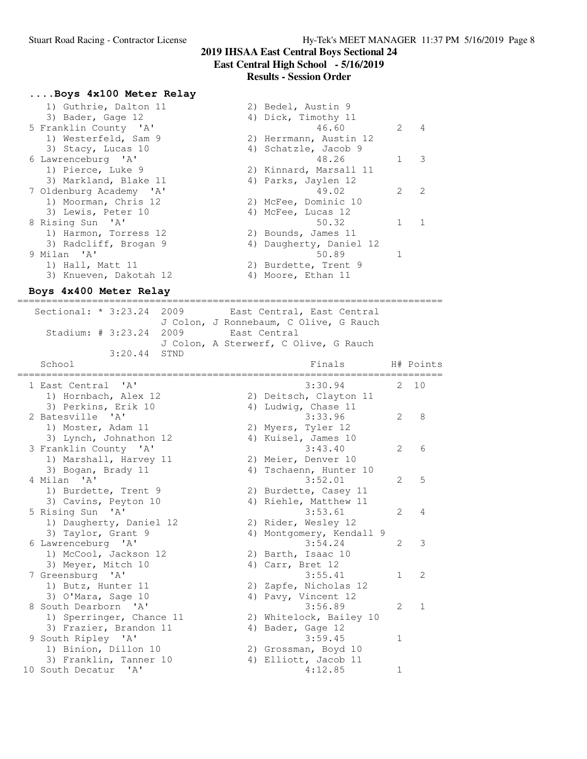# 2019 IHSAA East Central Boys Sectional 24

## East Central High School - 5/16/2019

## Results - Session Order

### ....Boys 4x100 Meter Relay

```
   1) Guthrie, Dalton 11              2) Bedel, Austin 9
   3) Bader, Gage 12                  4) Dick, Timothy 11
 5 Franklin County  'A'                           46.60        2    4
   1) Westerfeld, Sam 9               2) Herrmann, Austin 12
   3) Stacy, Lucas 10                 4) Schatzle, Jacob 9
 6 Lawrenceburg  'A'                              48.26        1    3
   1) Pierce, Luke 9                  2) Kinnard, Marsall 11
   3) Markland, Blake 11              4) Parks, Jaylen 12
 7 Oldenburg Academy  'A'                         49.02        2    2
   1) Moorman, Chris 12               2) McFee, Dominic 10
   3) Lewis, Peter 10                 4) McFee, Lucas 12
 8 Rising Sun  'A'                                50.32        1    1
   1) Harmon, Torress 12              2) Bounds, James 11
   3) Radcliff, Brogan 9              4) Daugherty, Daniel 12
 9 Milan  'A'                                     50.89        1
   1) Hall, Matt 11                   2) Burdette, Trent 9
   3) Knueven, Dakotah 12             4) Moore, Ethan 11
```

### Boys 4x400 Meter Relay

```
==========================================================================
   Sectional: * 3:23.24  2009        East Central, East Central
                         J Colon, J Ronnebaum, C Olive, G Rauch
     Stadium: # 3:23.24  2009        East Central
                         J Colon, A Sterwerf, C Olive, G Rauch
             3:20.44  STND
    School                                        Finals        H# Points
==========================================================================
  1 East Central  'A'                            3:30.94        2   10
     1) Hornbach, Alex 12               2) Deitsch, Clayton 11
     3) Perkins, Erik 10                4) Ludwig, Chase 11
  2 Batesville  'A'                              3:33.96        2    8
     1) Moster, Adam 11                 2) Myers, Tyler 12
     3) Lynch, Johnathon 12             4) Kuisel, James 10
  3 Franklin County  'A'                         3:43.40        2    6
     1) Marshall, Harvey 11             2) Meier, Denver 10
     3) Bogan, Brady 11                 4) Tschaenn, Hunter 10
  4 Milan  'A'                                   3:52.01        2    5
     1) Burdette, Trent 9               2) Burdette, Casey 11
     3) Cavins, Peyton 10               4) Riehle, Matthew 11
  5 Rising Sun  'A'                              3:53.61        2    4
     1) Daugherty, Daniel 12            2) Rider, Wesley 12
     3) Taylor, Grant 9                 4) Montgomery, Kendall 9
  6 Lawrenceburg  'A'                            3:54.24        2    3
     1) McCool, Jackson 12              2) Barth, Isaac 10
     3) Meyer, Mitch 10                 4) Carr, Bret 12
  7 Greensburg  'A'                              3:55.41        1    2
     1) Butz, Hunter 11                 2) Zapfe, Nicholas 12
     3) O'Mara, Sage 10                 4) Pavy, Vincent 12
  8 South Dearborn  'A'                          3:56.89        2    1
     1) Sperringer, Chance 11           2) Whitelock, Bailey 10
     3) Frazier, Brandon 11             4) Bader, Gage 12
  9 South Ripley  'A'                            3:59.45        1
     1) Binion, Dillon 10               2) Grossman, Boyd 10
     3) Franklin, Tanner 10             4) Elliott, Jacob 11
 10 South Decatur  'A'                           4:12.85        1
```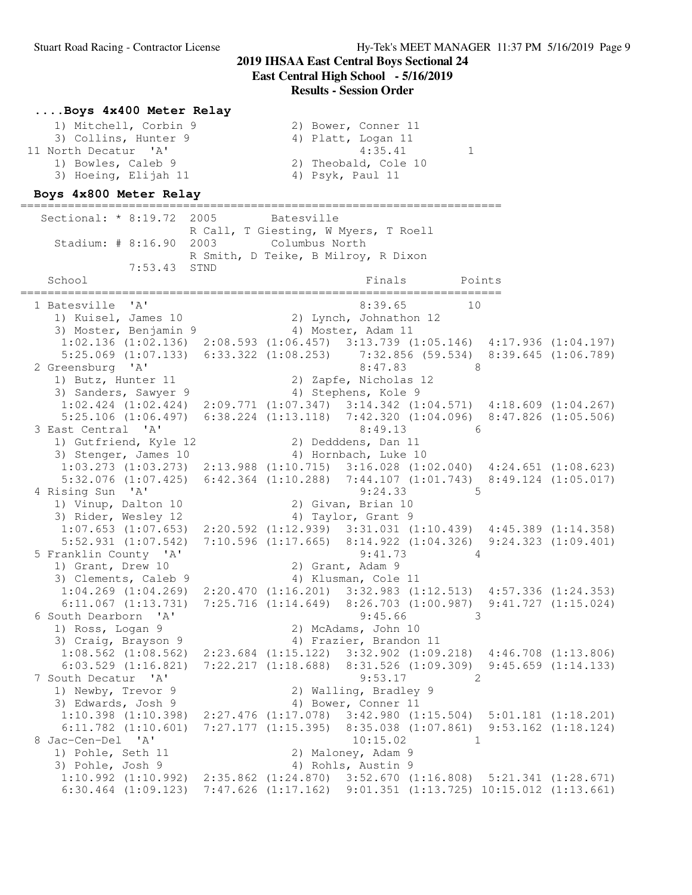#### ....Boys 4x400 Meter Relay

```
    1) Mitchell, Corbin 9               2) Bower, Conner 11
    3) Collins, Hunter 9                4) Platt, Logan 11
 11 North Decatur  'A'                     4:35.41         1
    1) Bowles, Caleb 9                  2) Theobald, Cole 10
    3) Hoeing, Elijah 11                4) Psyk, Paul 11
```

#### Boys 4x800 Meter Relay

```
========================================================================
   Sectional: * 8:19.72  2005        Batesville
                        R Call, T Giesting, W Myers, T Roell
     Stadium: # 8:16.90  2003        Columbus North
                        R Smith, D Teike, B Milroy, R Dixon
             7:53.43  STND
    School                                       Finals        Points
========================================================================
  1 Batesville  'A'                             8:39.65        10
     1) Kuisel, James 10              2) Lynch, Johnathon 12
     3) Moster, Benjamin 9            4) Moster, Adam 11
      1:02.136 (1:02.136)  2:08.593 (1:06.457)  3:13.739 (1:05.146)  4:17.936 (1:04.197)
      5:25.069 (1:07.133)  6:33.322 (1:08.253)   7:32.856 (59.534)  8:39.645 (1:06.789)
  2 Greensburg  'A'                             8:47.83         8
     1) Butz, Hunter 11               2) Zapfe, Nicholas 12
     3) Sanders, Sawyer 9             4) Stephens, Kole 9
      1:02.424 (1:02.424)  2:09.771 (1:07.347)  3:14.342 (1:04.571)  4:18.609 (1:04.267)
      5:25.106 (1:06.497)  6:38.224 (1:13.118)  7:42.320 (1:04.096)  8:47.826 (1:05.506)
  3 East Central  'A'                           8:49.13         6
     1) Gutfriend, Kyle 12            2) Dedddens, Dan 11
     3) Stenger, James 10             4) Hornbach, Luke 10
      1:03.273 (1:03.273)  2:13.988 (1:10.715)  3:16.028 (1:02.040)  4:24.651 (1:08.623)
      5:32.076 (1:07.425)  6:42.364 (1:10.288)  7:44.107 (1:01.743)  8:49.124 (1:05.017)
  4 Rising Sun  'A'                             9:24.33         5
     1) Vinup, Dalton 10              2) Givan, Brian 10
     3) Rider, Wesley 12              4) Taylor, Grant 9
      1:07.653 (1:07.653)  2:20.592 (1:12.939)  3:31.031 (1:10.439)  4:45.389 (1:14.358)
      5:52.931 (1:07.542)  7:10.596 (1:17.665)  8:14.922 (1:04.326)  9:24.323 (1:09.401)
  5 Franklin County  'A'                        9:41.73         4
     1) Grant, Drew 10                2) Grant, Adam 9
     3) Clements, Caleb 9             4) Klusman, Cole 11
      1:04.269 (1:04.269)  2:20.470 (1:16.201)  3:32.983 (1:12.513)  4:57.336 (1:24.353)
      6:11.067 (1:13.731)  7:25.716 (1:14.649)  8:26.703 (1:00.987)  9:41.727 (1:15.024)
  6 South Dearborn  'A'                         9:45.66         3
     1) Ross, Logan 9                 2) McAdams, John 10
     3) Craig, Brayson 9              4) Frazier, Brandon 11
      1:08.562 (1:08.562)  2:23.684 (1:15.122)  3:32.902 (1:09.218)  4:46.708 (1:13.806)
      6:03.529 (1:16.821)  7:22.217 (1:18.688)  8:31.526 (1:09.309)  9:45.659 (1:14.133)
  7 South Decatur  'A'                          9:53.17         2
     1) Newby, Trevor 9               2) Walling, Bradley 9
     3) Edwards, Josh 9               4) Bower, Conner 11
      1:10.398 (1:10.398)  2:27.476 (1:17.078)  3:42.980 (1:15.504)  5:01.181 (1:18.201)
      6:11.782 (1:10.601)  7:27.177 (1:15.395)  8:35.038 (1:07.861)  9:53.162 (1:18.124)
  8 Jac-Cen-Del  'A'                           10:15.02         1
     1) Pohle, Seth 11                2) Maloney, Adam 9
     3) Pohle, Josh 9                 4) Rohls, Austin 9
      1:10.992 (1:10.992)  2:35.862 (1:24.870)  3:52.670 (1:16.808)  5:21.341 (1:28.671)
      6:30.464 (1:09.123)  7:47.626 (1:17.162)  9:01.351 (1:13.725) 10:15.012 (1:13.661)
```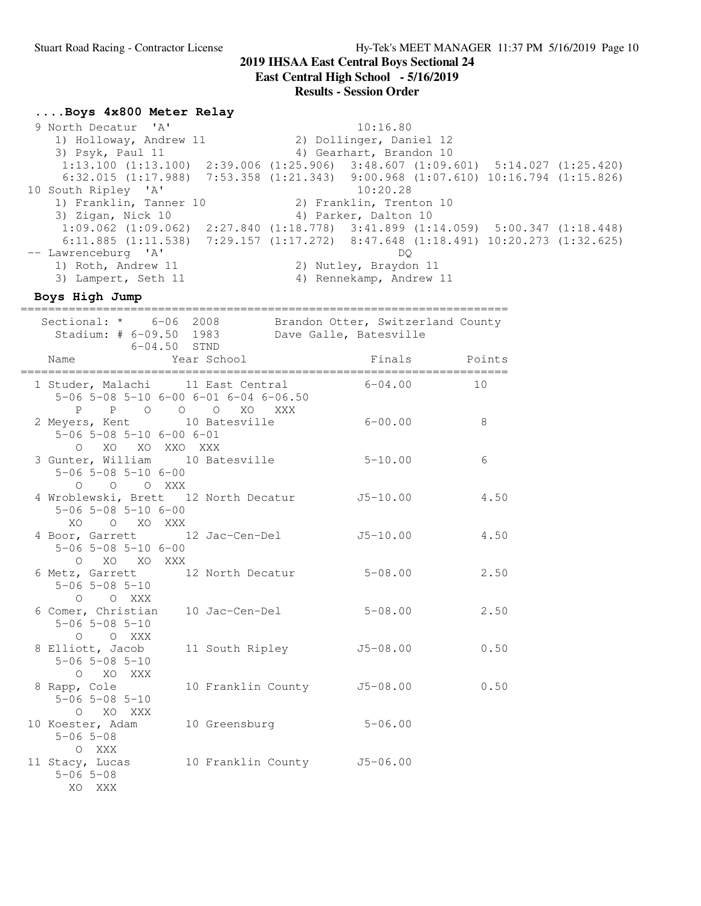# 2019 IHSAA East Central Boys Sectional 24

## East Central High School - 5/16/2019

## Results - Session Order

### ....Boys 4x800 Meter Relay

```
 9 North Decatur  'A'                               10:16.80
    1) Holloway, Andrew 11            2) Dollinger, Daniel 12
    3) Psyk, Paul 11                  4) Gearhart, Brandon 10
     1:13.100 (1:13.100)  2:39.006 (1:25.906)  3:48.607 (1:09.601)  5:14.027 (1:25.420)
     6:32.015 (1:17.988)  7:53.358 (1:21.343)  9:00.968 (1:07.610) 10:16.794 (1:15.826)
10 South Ripley  'A'                                10:20.28
    1) Franklin, Tanner 10            2) Franklin, Trenton 10
    3) Zigan, Nick 10                 4) Parker, Dalton 10
     1:09.062 (1:09.062)  2:27.840 (1:18.778)  3:41.899 (1:14.059)  5:00.347 (1:18.448)
     6:11.885 (1:11.538)  7:29.157 (1:17.272)  8:47.648 (1:18.491) 10:20.273 (1:32.625)
-- Lawrenceburg  'A'                                     DQ
    1) Roth, Andrew 11                2) Nutley, Braydon 11
    3) Lampert, Seth 11               4) Rennekamp, Andrew 11
```

### Boys High Jump

```
=======================================================================
   Sectional: *    6-06  2008       Brandon Otter, Switzerland County
     Stadium: # 6-09.50  1983       Dave Galle, Batesville
              6-04.50  STND
    Name                  Year School                Finals      Points
=======================================================================
  1 Studer, Malachi      11 East Central            6-04.00        10
      5-06 5-08 5-10 6-00 6-01 6-04 6-06.50
         P    P    O    O    O   XO  XXX
  2 Meyers, Kent         10 Batesville              6-00.00         8
      5-06 5-08 5-10 6-00 6-01
         O   XO   XO  XXO  XXX
  3 Gunter, William      10 Batesville              5-10.00         6
      5-06 5-08 5-10 6-00
         O    O    O  XXX
  4 Wroblewski, Brett    12 North Decatur          J5-10.00      4.50
      5-06 5-08 5-10 6-00
        XO    O   XO  XXX
  4 Boor, Garrett        12 Jac-Cen-Del            J5-10.00      4.50
      5-06 5-08 5-10 6-00
         O   XO   XO  XXX
  6 Metz, Garrett        12 North Decatur           5-08.00      2.50
      5-06 5-08 5-10
         O    O  XXX
  6 Comer, Christian     10 Jac-Cen-Del             5-08.00      2.50
      5-06 5-08 5-10
         O    O  XXX
  8 Elliott, Jacob       11 South Ripley           J5-08.00      0.50
      5-06 5-08 5-10
         O   XO  XXX
  8 Rapp, Cole           10 Franklin County        J5-08.00      0.50
      5-06 5-08 5-10
         O   XO  XXX
 10 Koester, Adam        10 Greensburg              5-06.00
      5-06 5-08
         O  XXX
 11 Stacy, Lucas         10 Franklin County        J5-06.00
      5-06 5-08
        XO  XXX
```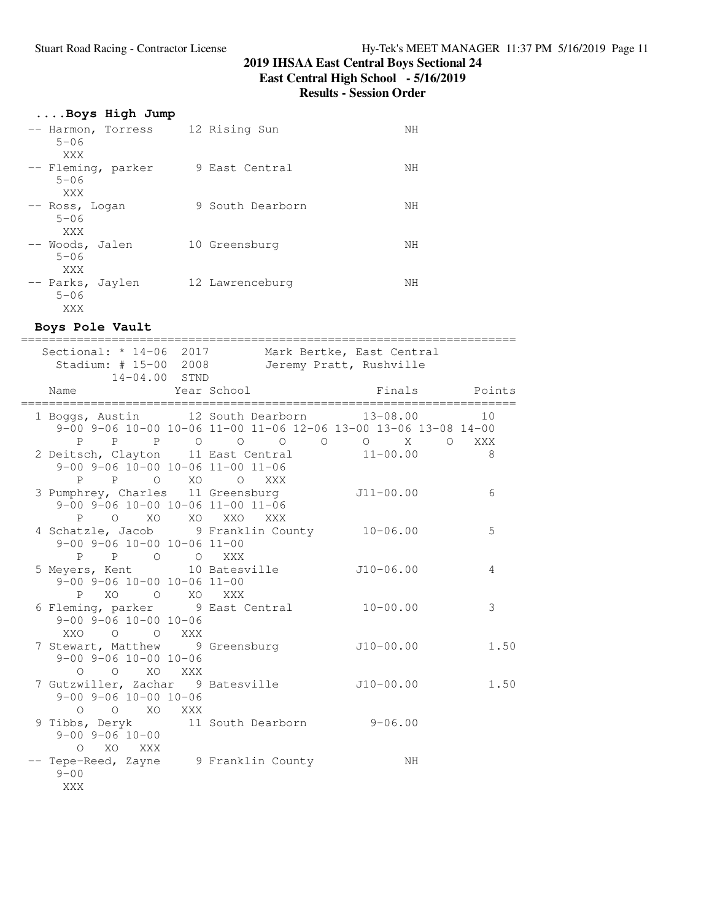# 2019 IHSAA East Central Boys Sectional 24

## East Central High School - 5/16/2019

## Results - Session Order

### ....Boys High Jump

```
-- Harmon, Torress     12 Rising Sun                  NH
    5-06
     XXX
-- Fleming, parker      9 East Central                NH
    5-06
     XXX
-- Ross, Logan          9 South Dearborn              NH
    5-06
     XXX
-- Woods, Jalen        10 Greensburg                  NH
    5-06
     XXX
-- Parks, Jaylen       12 Lawrenceburg                NH
    5-06
     XXX
```

### Boys Pole Vault

```
=======================================================================
   Sectional: * 14-06  2017        Mark Bertke, East Central
     Stadium: # 15-00  2008        Jeremy Pratt, Rushville
           14-04.00  STND
   Name                 Year School                 Finals      Points
=======================================================================
  1 Boggs, Austin       12 South Dearborn         13-08.00        10
     9-00 9-06 10-00 10-06 11-00 11-06 12-06 13-00 13-06 13-08 14-00
        P    P    P    O    O    O    O    O    X    O  XXX
  2 Deitsch, Clayton    11 East Central           11-00.00         8
     9-00 9-06 10-00 10-06 11-00 11-06
        P    P    O   XO    O  XXX
  3 Pumphrey, Charles   11 Greensburg            J11-00.00         6
     9-00 9-06 10-00 10-06 11-00 11-06
        P    O   XO   XO  XXO  XXX
  4 Schatzle, Jacob      9 Franklin County        10-06.00         5
     9-00 9-06 10-00 10-06 11-00
        P    P    O    O  XXX
  5 Meyers, Kent        10 Batesville            J10-06.00         4
     9-00 9-06 10-00 10-06 11-00
        P   XO    O   XO  XXX
  6 Fleming, parker      9 East Central           10-00.00         3
     9-00 9-06 10-00 10-06
      XXO    O    O  XXX
  7 Stewart, Matthew     9 Greensburg            J10-00.00      1.50
     9-00 9-06 10-00 10-06
        O    O   XO  XXX
  7 Gutzwiller, Zachar   9 Batesville            J10-00.00      1.50
     9-00 9-06 10-00 10-06
        O    O   XO  XXX
  9 Tibbs, Deryk        11 South Dearborn          9-06.00
     9-00 9-06 10-00
        O   XO  XXX
 -- Tepe-Reed, Zayne     9 Franklin County              NH
    9-00
     XXX
```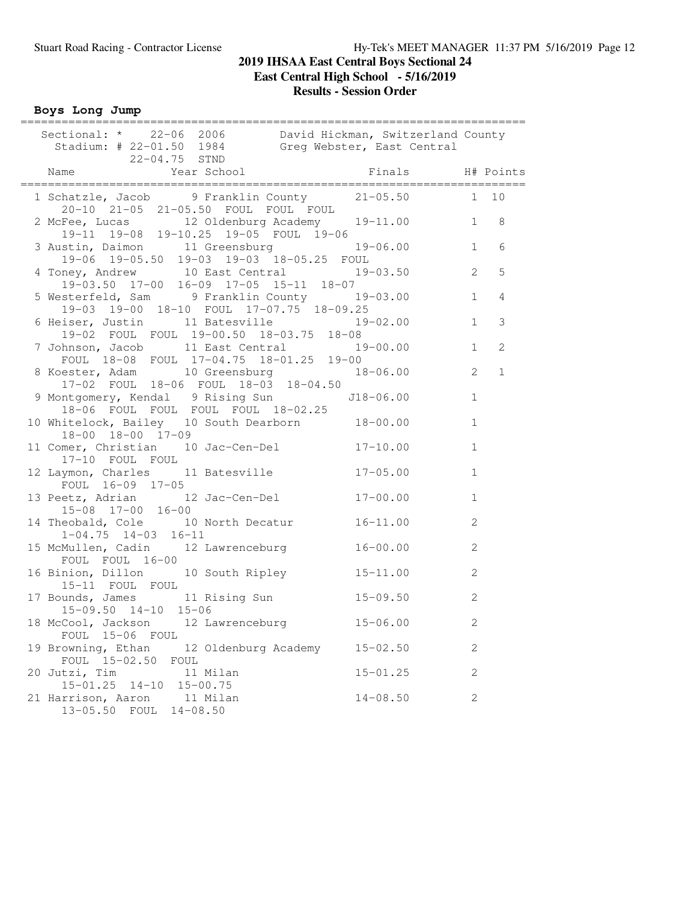**2019 IHSAA East Central Boys Sectional 24**

**East Central High School - 5/16/2019**

**Results - Session Order**

## Boys Long Jump

Sectional: * 22-06 2006 David Hickman, Switzerland County
Stadium: # 22-01.50 1984 Greg Webster, East Central
22-04.75 STND

| Place | Name | Year | School | Finals | H# | Points |
|---|---|---|---|---|---|---|
| 1 | Schatzle, Jacob | 9 | Franklin County | 21-05.50 | 1 | 10 |
| | 20-10 21-05 21-05.50 FOUL FOUL FOUL | | | | | |
| 2 | McFee, Lucas | 12 | Oldenburg Academy | 19-11.00 | 1 | 8 |
| | 19-11 19-08 19-10.25 19-05 FOUL 19-06 | | | | | |
| 3 | Austin, Daimon | 11 | Greensburg | 19-06.00 | 1 | 6 |
| | 19-06 19-05.50 19-03 19-03 18-05.25 FOUL | | | | | |
| 4 | Toney, Andrew | 10 | East Central | 19-03.50 | 2 | 5 |
| | 19-03.50 17-00 16-09 17-05 15-11 18-07 | | | | | |
| 5 | Westerfeld, Sam | 9 | Franklin County | 19-03.00 | 1 | 4 |
| | 19-03 19-00 18-10 FOUL 17-07.75 18-09.25 | | | | | |
| 6 | Heiser, Justin | 11 | Batesville | 19-02.00 | 1 | 3 |
| | 19-02 FOUL FOUL 19-00.50 18-03.75 18-08 | | | | | |
| 7 | Johnson, Jacob | 11 | East Central | 19-00.00 | 1 | 2 |
| | FOUL 18-08 FOUL 17-04.75 18-01.25 19-00 | | | | | |
| 8 | Koester, Adam | 10 | Greensburg | 18-06.00 | 2 | 1 |
| | 17-02 FOUL 18-06 FOUL 18-03 18-04.50 | | | | | |
| 9 | Montgomery, Kendal | 9 | Rising Sun | J18-06.00 | 1 | |
| | 18-06 FOUL FOUL FOUL FOUL 18-02.25 | | | | | |
| 10 | Whitelock, Bailey | 10 | South Dearborn | 18-00.00 | 1 | |
| | 18-00 18-00 17-09 | | | | | |
| 11 | Comer, Christian | 10 | Jac-Cen-Del | 17-10.00 | 1 | |
| | 17-10 FOUL FOUL | | | | | |
| 12 | Laymon, Charles | 11 | Batesville | 17-05.00 | 1 | |
| | FOUL 16-09 17-05 | | | | | |
| 13 | Peetz, Adrian | 12 | Jac-Cen-Del | 17-00.00 | 1 | |
| | 15-08 17-00 16-00 | | | | | |
| 14 | Theobald, Cole | 10 | North Decatur | 16-11.00 | 2 | |
| | 1-04.75 14-03 16-11 | | | | | |
| 15 | McMullen, Cadin | 12 | Lawrenceburg | 16-00.00 | 2 | |
| | FOUL FOUL 16-00 | | | | | |
| 16 | Binion, Dillon | 10 | South Ripley | 15-11.00 | 2 | |
| | 15-11 FOUL FOUL | | | | | |
| 17 | Bounds, James | 11 | Rising Sun | 15-09.50 | 2 | |
| | 15-09.50 14-10 15-06 | | | | | |
| 18 | McCool, Jackson | 12 | Lawrenceburg | 15-06.00 | 2 | |
| | FOUL 15-06 FOUL | | | | | |
| 19 | Browning, Ethan | 12 | Oldenburg Academy | 15-02.50 | 2 | |
| | FOUL 15-02.50 FOUL | | | | | |
| 20 | Jutzi, Tim | 11 | Milan | 15-01.25 | 2 | |
| | 15-01.25 14-10 15-00.75 | | | | | |
| 21 | Harrison, Aaron | 11 | Milan | 14-08.50 | 2 | |
| | 13-05.50 FOUL 14-08.50 | | | | | |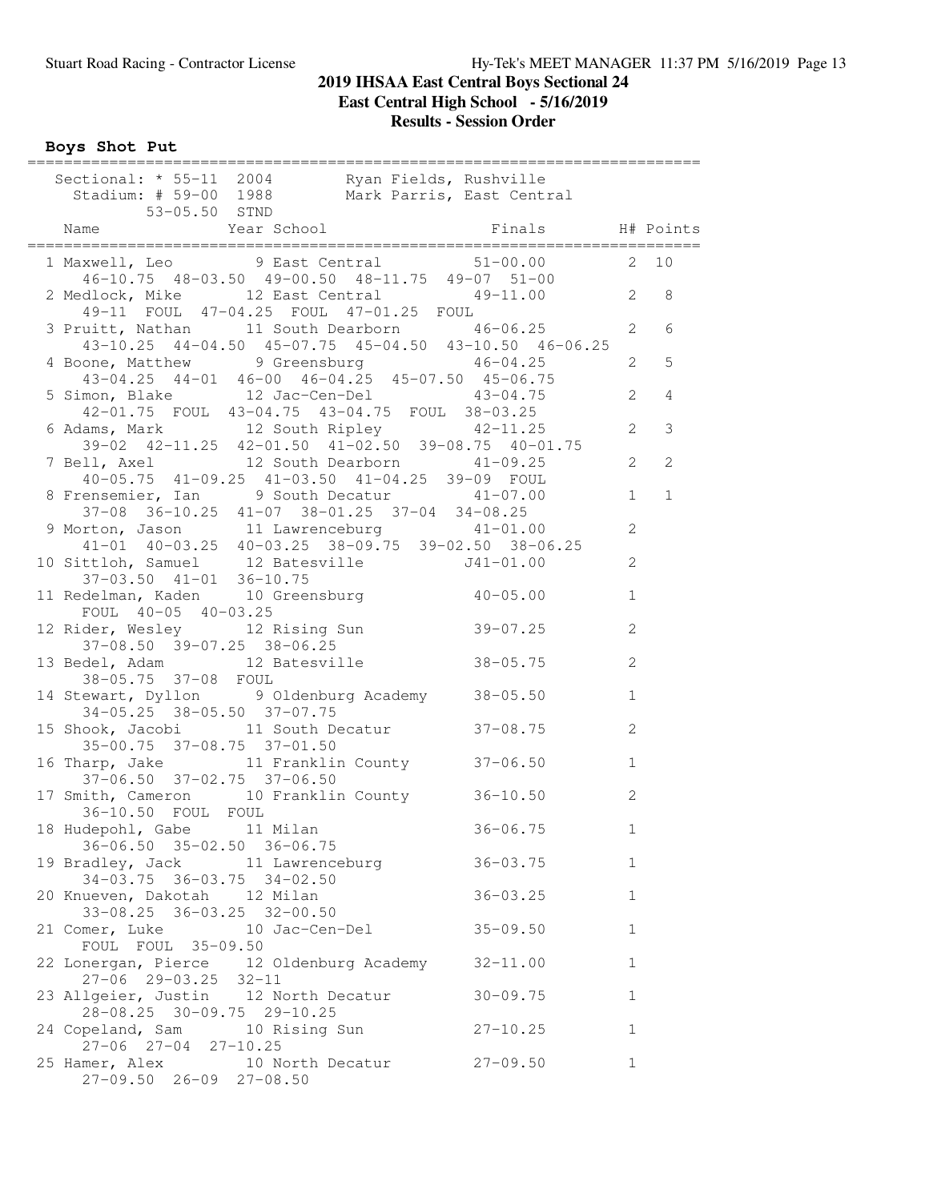# 2019 IHSAA East Central Boys Sectional 24

## East Central High School - 5/16/2019

## Results - Session Order

### Boys Shot Put

Sectional: * 55-11 2004 Ryan Fields, Rushville
Stadium: # 59-00 1988 Mark Parris, East Central
53-05.50 STND

| Place | Name | Year | School | Finals | H# | Points |
|---|---|---|---|---|---|---|
| 1 | Maxwell, Leo | 9 | East Central | 51-00.00 | 2 | 10 |
| | 46-10.75 48-03.50 49-00.50 48-11.75 49-07 51-00 | | | | | |
| 2 | Medlock, Mike | 12 | East Central | 49-11.00 | 2 | 8 |
| | 49-11 FOUL 47-04.25 FOUL 47-01.25 FOUL | | | | | |
| 3 | Pruitt, Nathan | 11 | South Dearborn | 46-06.25 | 2 | 6 |
| | 43-10.25 44-04.50 45-07.75 45-04.50 43-10.50 46-06.25 | | | | | |
| 4 | Boone, Matthew | 9 | Greensburg | 46-04.25 | 2 | 5 |
| | 43-04.25 44-01 46-00 46-04.25 45-07.50 45-06.75 | | | | | |
| 5 | Simon, Blake | 12 | Jac-Cen-Del | 43-04.75 | 2 | 4 |
| | 42-01.75 FOUL 43-04.75 43-04.75 FOUL 38-03.25 | | | | | |
| 6 | Adams, Mark | 12 | South Ripley | 42-11.25 | 2 | 3 |
| | 39-02 42-11.25 42-01.50 41-02.50 39-08.75 40-01.75 | | | | | |
| 7 | Bell, Axel | 12 | South Dearborn | 41-09.25 | 2 | 2 |
| | 40-05.75 41-09.25 41-03.50 41-04.25 39-09 FOUL | | | | | |
| 8 | Frensemier, Ian | 9 | South Decatur | 41-07.00 | 1 | 1 |
| | 37-08 36-10.25 41-07 38-01.25 37-04 34-08.25 | | | | | |
| 9 | Morton, Jason | 11 | Lawrenceburg | 41-01.00 | 2 | |
| | 41-01 40-03.25 40-03.25 38-09.75 39-02.50 38-06.25 | | | | | |
| 10 | Sittloh, Samuel | 12 | Batesville | J41-01.00 | 2 | |
| | 37-03.50 41-01 36-10.75 | | | | | |
| 11 | Redelman, Kaden | 10 | Greensburg | 40-05.00 | 1 | |
| | FOUL 40-05 40-03.25 | | | | | |
| 12 | Rider, Wesley | 12 | Rising Sun | 39-07.25 | 2 | |
| | 37-08.50 39-07.25 38-06.25 | | | | | |
| 13 | Bedel, Adam | 12 | Batesville | 38-05.75 | 2 | |
| | 38-05.75 37-08 FOUL | | | | | |
| 14 | Stewart, Dyllon | 9 | Oldenburg Academy | 38-05.50 | 1 | |
| | 34-05.25 38-05.50 37-07.75 | | | | | |
| 15 | Shook, Jacobi | 11 | South Decatur | 37-08.75 | 2 | |
| | 35-00.75 37-08.75 37-01.50 | | | | | |
| 16 | Tharp, Jake | 11 | Franklin County | 37-06.50 | 1 | |
| | 37-06.50 37-02.75 37-06.50 | | | | | |
| 17 | Smith, Cameron | 10 | Franklin County | 36-10.50 | 2 | |
| | 36-10.50 FOUL FOUL | | | | | |
| 18 | Hudepohl, Gabe | 11 | Milan | 36-06.75 | 1 | |
| | 36-06.50 35-02.50 36-06.75 | | | | | |
| 19 | Bradley, Jack | 11 | Lawrenceburg | 36-03.75 | 1 | |
| | 34-03.75 36-03.75 34-02.50 | | | | | |
| 20 | Knueven, Dakotah | 12 | Milan | 36-03.25 | 1 | |
| | 33-08.25 36-03.25 32-00.50 | | | | | |
| 21 | Comer, Luke | 10 | Jac-Cen-Del | 35-09.50 | 1 | |
| | FOUL FOUL 35-09.50 | | | | | |
| 22 | Lonergan, Pierce | 12 | Oldenburg Academy | 32-11.00 | 1 | |
| | 27-06 29-03.25 32-11 | | | | | |
| 23 | Allgeier, Justin | 12 | North Decatur | 30-09.75 | 1 | |
| | 28-08.25 30-09.75 29-10.25 | | | | | |
| 24 | Copeland, Sam | 10 | Rising Sun | 27-10.25 | 1 | |
| | 27-06 27-04 27-10.25 | | | | | |
| 25 | Hamer, Alex | 10 | North Decatur | 27-09.50 | 1 | |
| | 27-09.50 26-09 27-08.50 | | | | | |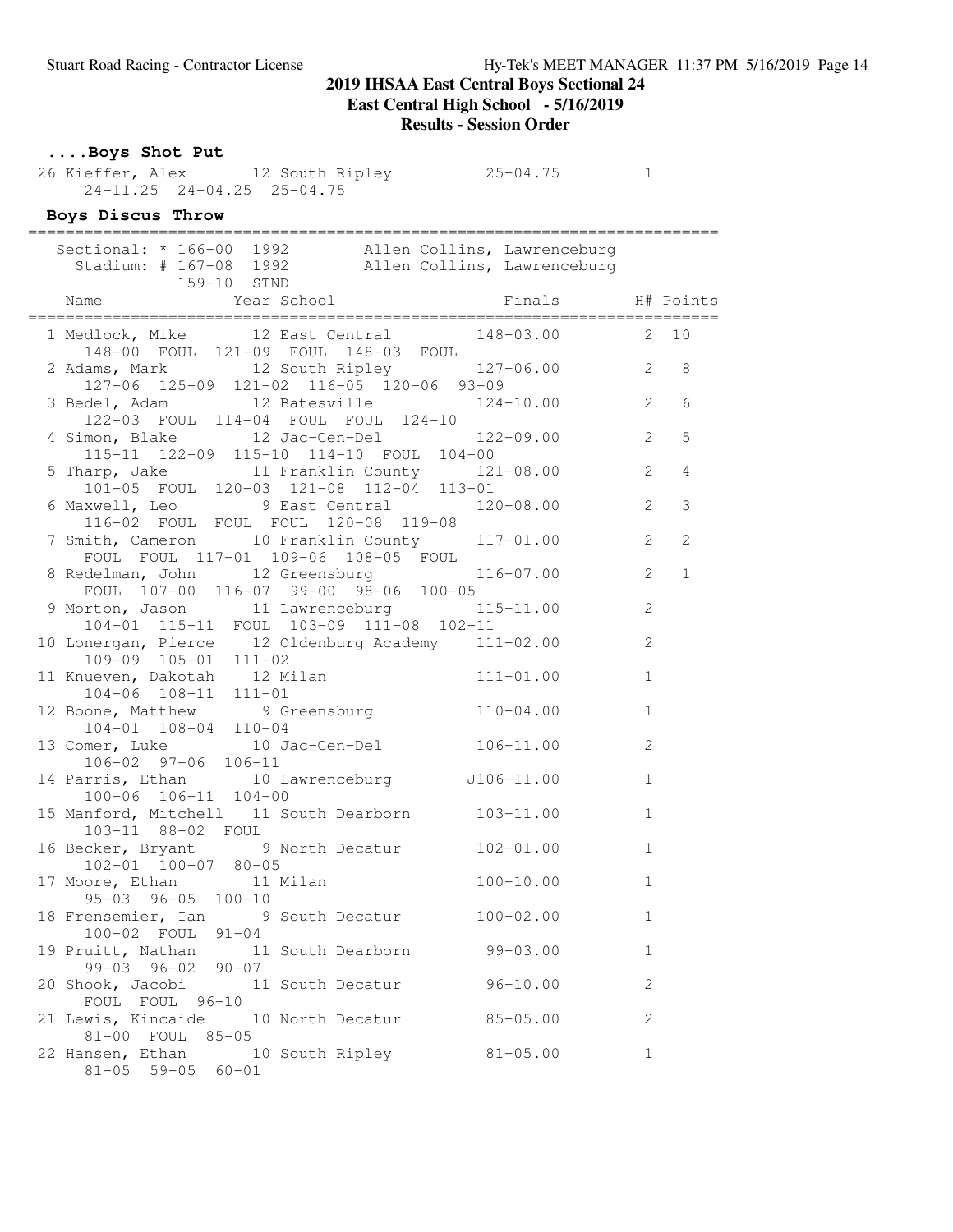## 2019 IHSAA East Central Boys Sectional 24

### East Central High School - 5/16/2019

### Results - Session Order

**....Boys Shot Put**

```
 26 Kieffer, Alex        12 South Ripley         25-04.75          1
     24-11.25  24-04.25  25-04.75
```

### Boys Discus Throw

```
=========================================================================
   Sectional: * 166-00  1992        Allen Collins, Lawrenceburg
     Stadium: # 167-08  1992        Allen Collins, Lawrenceburg
              159-10  STND
    Name                  Year School                 Finals       H# Points
=========================================================================
  1 Medlock, Mike        12 East Central         148-03.00         2  10
     148-00  FOUL  121-09  FOUL  148-03  FOUL
  2 Adams, Mark          12 South Ripley         127-06.00         2   8
     127-06  125-09  121-02  116-05  120-06  93-09
  3 Bedel, Adam          12 Batesville           124-10.00         2   6
     122-03  FOUL  114-04  FOUL  FOUL  124-10
  4 Simon, Blake         12 Jac-Cen-Del          122-09.00         2   5
     115-11  122-09  115-10  114-10  FOUL  104-00
  5 Tharp, Jake          11 Franklin County      121-08.00         2   4
     101-05  FOUL  120-03  121-08  112-04  113-01
  6 Maxwell, Leo          9 East Central         120-08.00         2   3
     116-02  FOUL  FOUL  FOUL  120-08  119-08
  7 Smith, Cameron       10 Franklin County      117-01.00         2   2
     FOUL  FOUL  117-01  109-06  108-05  FOUL
  8 Redelman, John       12 Greensburg           116-07.00         2   1
     FOUL  107-00  116-07  99-00  98-06  100-05
  9 Morton, Jason        11 Lawrenceburg         115-11.00         2
     104-01  115-11  FOUL  103-09  111-08  102-11
 10 Lonergan, Pierce     12 Oldenburg Academy    111-02.00         2
     109-09  105-01  111-02
 11 Knueven, Dakotah     12 Milan                111-01.00         1
     104-06  108-11  111-01
 12 Boone, Matthew        9 Greensburg           110-04.00         1
     104-01  108-04  110-04
 13 Comer, Luke          10 Jac-Cen-Del          106-11.00         2
     106-02  97-06  106-11
 14 Parris, Ethan        10 Lawrenceburg        J106-11.00         1
     100-06  106-11  104-00
 15 Manford, Mitchell    11 South Dearborn       103-11.00         1
     103-11  88-02  FOUL
 16 Becker, Bryant        9 North Decatur        102-01.00         1
     102-01  100-07  80-05
 17 Moore, Ethan         11 Milan                100-10.00         1
     95-03  96-05  100-10
 18 Frensemier, Ian       9 South Decatur        100-02.00         1
     100-02  FOUL  91-04
 19 Pruitt, Nathan       11 South Dearborn        99-03.00         1
     99-03  96-02  90-07
 20 Shook, Jacobi        11 South Decatur         96-10.00         2
     FOUL  FOUL  96-10
 21 Lewis, Kincaide      10 North Decatur         85-05.00         2
     81-00  FOUL  85-05
 22 Hansen, Ethan        10 South Ripley          81-05.00         1
     81-05  59-05  60-01
```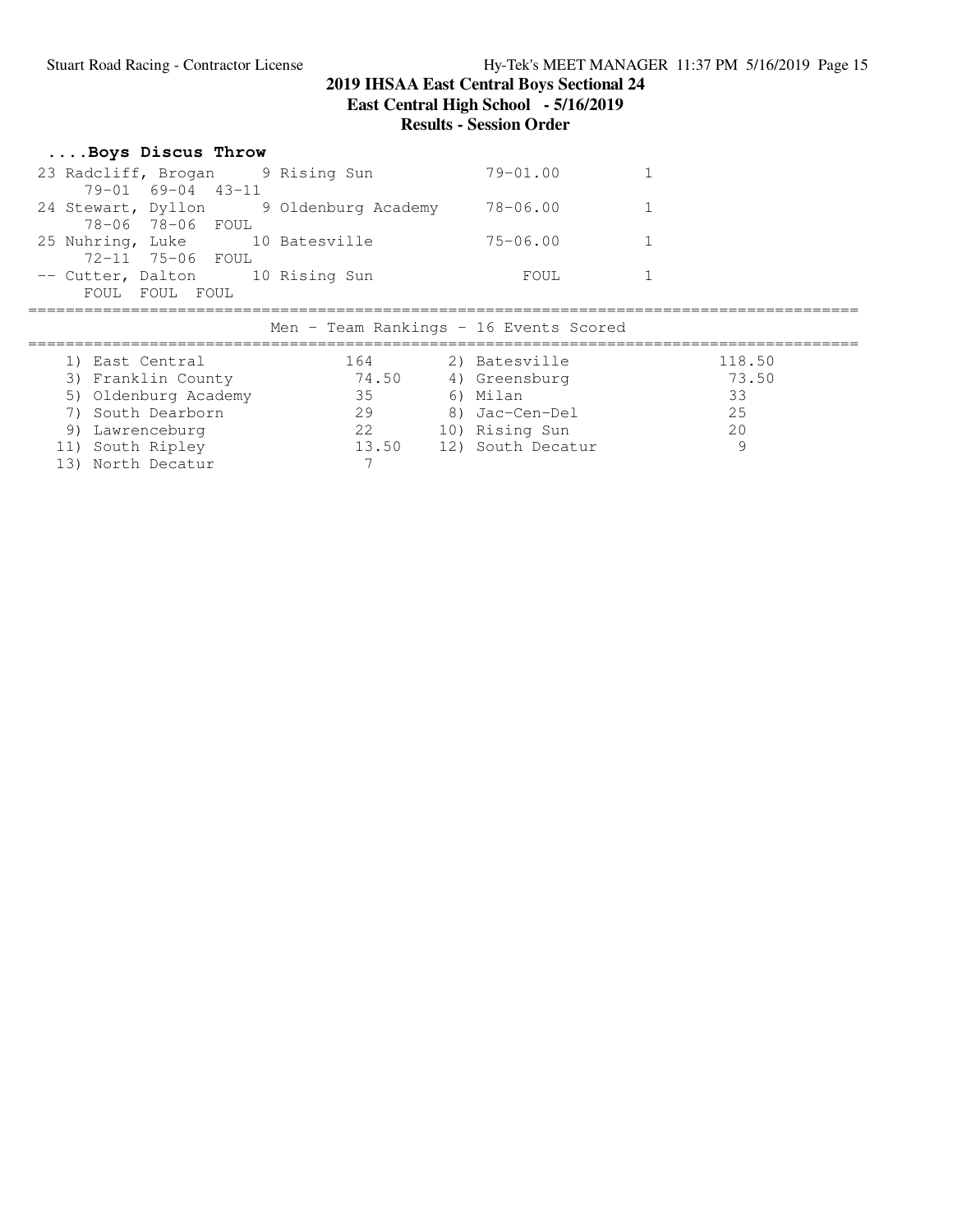## 2019 IHSAA East Central Boys Sectional 24
**East Central High School - 5/16/2019**
**Results - Session Order**

### ....Boys Discus Throw

| | | | | |
|---|---|---|---|---|
| 23 | Radcliff, Brogan | 9 Rising Sun | 79-01.00 | 1 |
| | 79-01 69-04 43-11 | | | |
| 24 | Stewart, Dyllon | 9 Oldenburg Academy | 78-06.00 | 1 |
| | 78-06 78-06 FOUL | | | |
| 25 | Nuhring, Luke | 10 Batesville | 75-06.00 | 1 |
| | 72-11 75-06 FOUL | | | |
| -- | Cutter, Dalton | 10 Rising Sun | FOUL | 1 |
| | FOUL FOUL FOUL | | | |

### Men - Team Rankings - 16 Events Scored

| | | | | | |
|---|---|---|---|---|---|
| 1) | East Central | 164 | 2) | Batesville | 118.50 |
| 3) | Franklin County | 74.50 | 4) | Greensburg | 73.50 |
| 5) | Oldenburg Academy | 35 | 6) | Milan | 33 |
| 7) | South Dearborn | 29 | 8) | Jac-Cen-Del | 25 |
| 9) | Lawrenceburg | 22 | 10) | Rising Sun | 20 |
| 11) | South Ripley | 13.50 | 12) | South Decatur | 9 |
| 13) | North Decatur | 7 | | | |